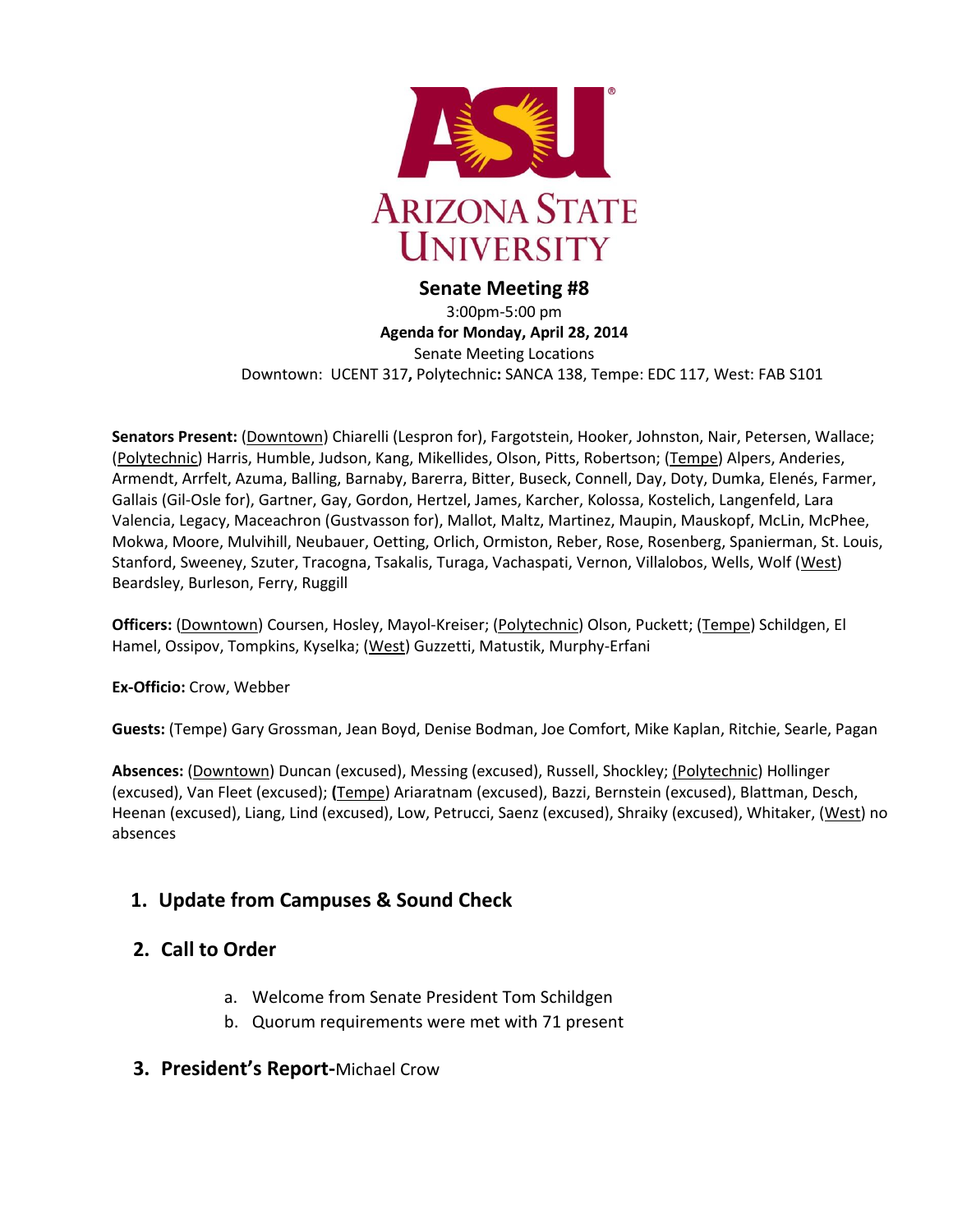# Senate Meeting #8

3:00pm-5:00 pm

**Agenda for Monday, April 28, 2014**

Senate Meeting Locations

Downtown: UCENT 317**,** Polytechnic**:** SANCA 138, Tempe: EDC 117, West: FAB S101

**Senators Present:** (Downtown) Chiarelli (Lespron for), Fargotstein, Hooker, Johnston, Nair, Petersen, Wallace; (Polytechnic) Harris, Humble, Judson, Kang, Mikellides, Olson, Pitts, Robertson; (Tempe) Alpers, Anderies, Armendt, Arrfelt, Azuma, Balling, Barnaby, Barerra, Bitter, Buseck, Connell, Day, Doty, Dumka, Elenés, Farmer, Gallais (Gil-Osle for), Gartner, Gay, Gordon, Hertzel, James, Karcher, Kolossa, Kostelich, Langenfeld, Lara Valencia, Legacy, Maceachron (Gustvasson for), Mallot, Maltz, Martinez, Maupin, Mauskopf, McLin, McPhee, Mokwa, Moore, Mulvihill, Neubauer, Oetting, Orlich, Ormiston, Reber, Rose, Rosenberg, Spanierman, St. Louis, Stanford, Sweeney, Szuter, Tracogna, Tsakalis, Turaga, Vachaspati, Vernon, Villalobos, Wells, Wolf (West) Beardsley, Burleson, Ferry, Ruggill

**Officers:** (Downtown) Coursen, Hosley, Mayol-Kreiser; (Polytechnic) Olson, Puckett; (Tempe) Schildgen, El Hamel, Ossipov, Tompkins, Kyselka; (West) Guzzetti, Matustik, Murphy-Erfani

**Ex-Officio:** Crow, Webber

**Guests:** (Tempe) Gary Grossman, Jean Boyd, Denise Bodman, Joe Comfort, Mike Kaplan, Ritchie, Searle, Pagan

**Absences:** (Downtown) Duncan (excused), Messing (excused), Russell, Shockley; (Polytechnic) Hollinger (excused), Van Fleet (excused); **(**Tempe) Ariaratnam (excused), Bazzi, Bernstein (excused), Blattman, Desch, Heenan (excused), Liang, Lind (excused), Low, Petrucci, Saenz (excused), Shraiky (excused), Whitaker, (West) no absences

## 1. Update from Campuses & Sound Check

## 2. Call to Order

a. Welcome from Senate President Tom Schildgen
b. Quorum requirements were met with 71 present

## 3. President's Report-Michael Crow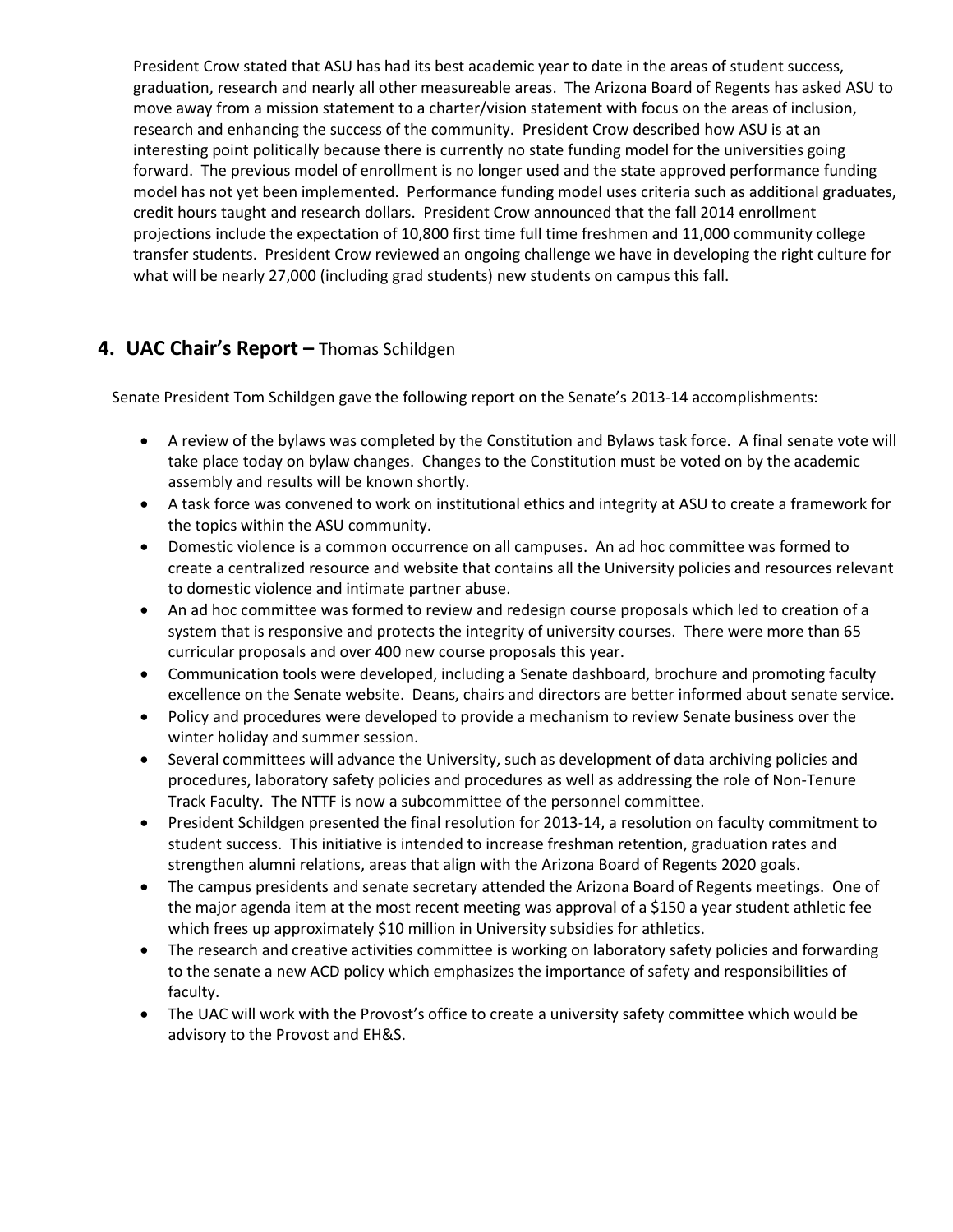President Crow stated that ASU has had its best academic year to date in the areas of student success, graduation, research and nearly all other measureable areas. The Arizona Board of Regents has asked ASU to move away from a mission statement to a charter/vision statement with focus on the areas of inclusion, research and enhancing the success of the community. President Crow described how ASU is at an interesting point politically because there is currently no state funding model for the universities going forward. The previous model of enrollment is no longer used and the state approved performance funding model has not yet been implemented. Performance funding model uses criteria such as additional graduates, credit hours taught and research dollars. President Crow announced that the fall 2014 enrollment projections include the expectation of 10,800 first time full time freshmen and 11,000 community college transfer students. President Crow reviewed an ongoing challenge we have in developing the right culture for what will be nearly 27,000 (including grad students) new students on campus this fall.

## 4. UAC Chair's Report – Thomas Schildgen

Senate President Tom Schildgen gave the following report on the Senate's 2013-14 accomplishments:

- A review of the bylaws was completed by the Constitution and Bylaws task force. A final senate vote will take place today on bylaw changes. Changes to the Constitution must be voted on by the academic assembly and results will be known shortly.
- A task force was convened to work on institutional ethics and integrity at ASU to create a framework for the topics within the ASU community.
- Domestic violence is a common occurrence on all campuses. An ad hoc committee was formed to create a centralized resource and website that contains all the University policies and resources relevant to domestic violence and intimate partner abuse.
- An ad hoc committee was formed to review and redesign course proposals which led to creation of a system that is responsive and protects the integrity of university courses. There were more than 65 curricular proposals and over 400 new course proposals this year.
- Communication tools were developed, including a Senate dashboard, brochure and promoting faculty excellence on the Senate website. Deans, chairs and directors are better informed about senate service.
- Policy and procedures were developed to provide a mechanism to review Senate business over the winter holiday and summer session.
- Several committees will advance the University, such as development of data archiving policies and procedures, laboratory safety policies and procedures as well as addressing the role of Non-Tenure Track Faculty. The NTTF is now a subcommittee of the personnel committee.
- President Schildgen presented the final resolution for 2013-14, a resolution on faculty commitment to student success. This initiative is intended to increase freshman retention, graduation rates and strengthen alumni relations, areas that align with the Arizona Board of Regents 2020 goals.
- The campus presidents and senate secretary attended the Arizona Board of Regents meetings. One of the major agenda item at the most recent meeting was approval of a $150 a year student athletic fee which frees up approximately $10 million in University subsidies for athletics.
- The research and creative activities committee is working on laboratory safety policies and forwarding to the senate a new ACD policy which emphasizes the importance of safety and responsibilities of faculty.
- The UAC will work with the Provost's office to create a university safety committee which would be advisory to the Provost and EH&S.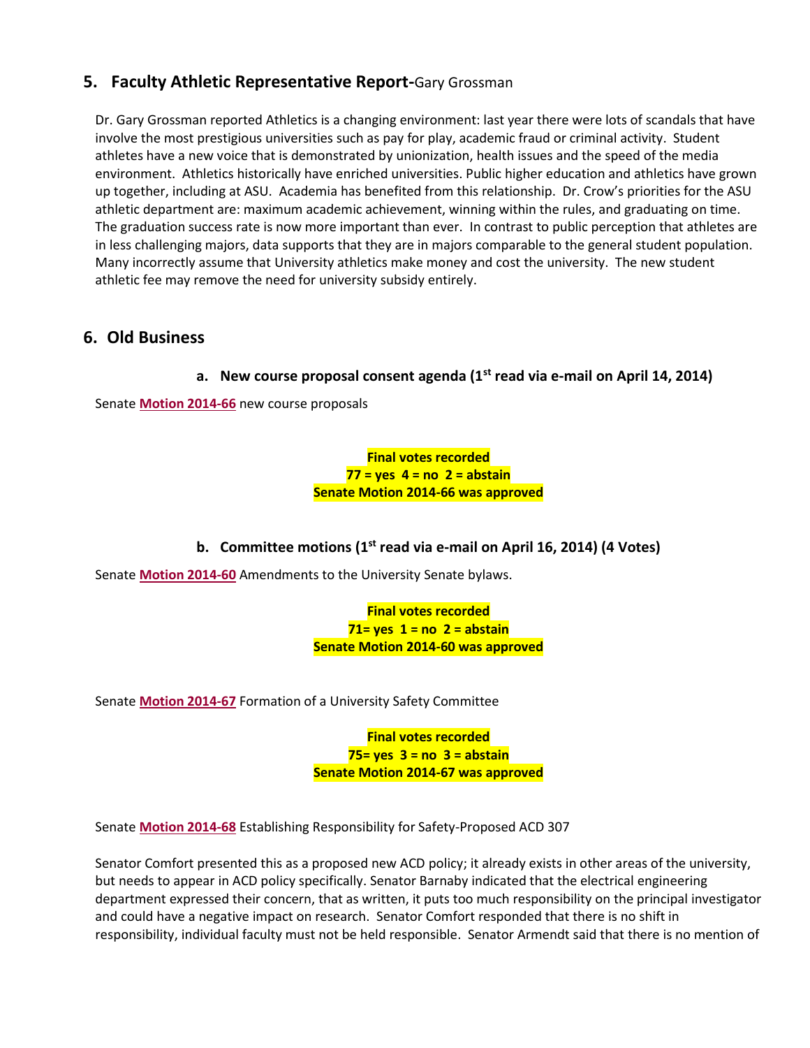## 5. Faculty Athletic Representative Report-Gary Grossman

Dr. Gary Grossman reported Athletics is a changing environment: last year there were lots of scandals that have involve the most prestigious universities such as pay for play, academic fraud or criminal activity. Student athletes have a new voice that is demonstrated by unionization, health issues and the speed of the media environment. Athletics historically have enriched universities. Public higher education and athletics have grown up together, including at ASU. Academia has benefited from this relationship. Dr. Crow's priorities for the ASU athletic department are: maximum academic achievement, winning within the rules, and graduating on time. The graduation success rate is now more important than ever. In contrast to public perception that athletes are in less challenging majors, data supports that they are in majors comparable to the general student population. Many incorrectly assume that University athletics make money and cost the university. The new student athletic fee may remove the need for university subsidy entirely.

## 6. Old Business

### a. New course proposal consent agenda (1st read via e-mail on April 14, 2014)

Senate **Motion 2014-66** new course proposals

**Final votes recorded**
**77 = yes 4 = no 2 = abstain**
**Senate Motion 2014-66 was approved**

### b. Committee motions (1st read via e-mail on April 16, 2014) (4 Votes)

Senate **Motion 2014-60** Amendments to the University Senate bylaws.

**Final votes recorded**
**71= yes 1 = no 2 = abstain**
**Senate Motion 2014-60 was approved**

Senate **Motion 2014-67** Formation of a University Safety Committee

**Final votes recorded**
**75= yes 3 = no 3 = abstain**
**Senate Motion 2014-67 was approved**

Senate **Motion 2014-68** Establishing Responsibility for Safety-Proposed ACD 307

Senator Comfort presented this as a proposed new ACD policy; it already exists in other areas of the university, but needs to appear in ACD policy specifically. Senator Barnaby indicated that the electrical engineering department expressed their concern, that as written, it puts too much responsibility on the principal investigator and could have a negative impact on research. Senator Comfort responded that there is no shift in responsibility, individual faculty must not be held responsible. Senator Armendt said that there is no mention of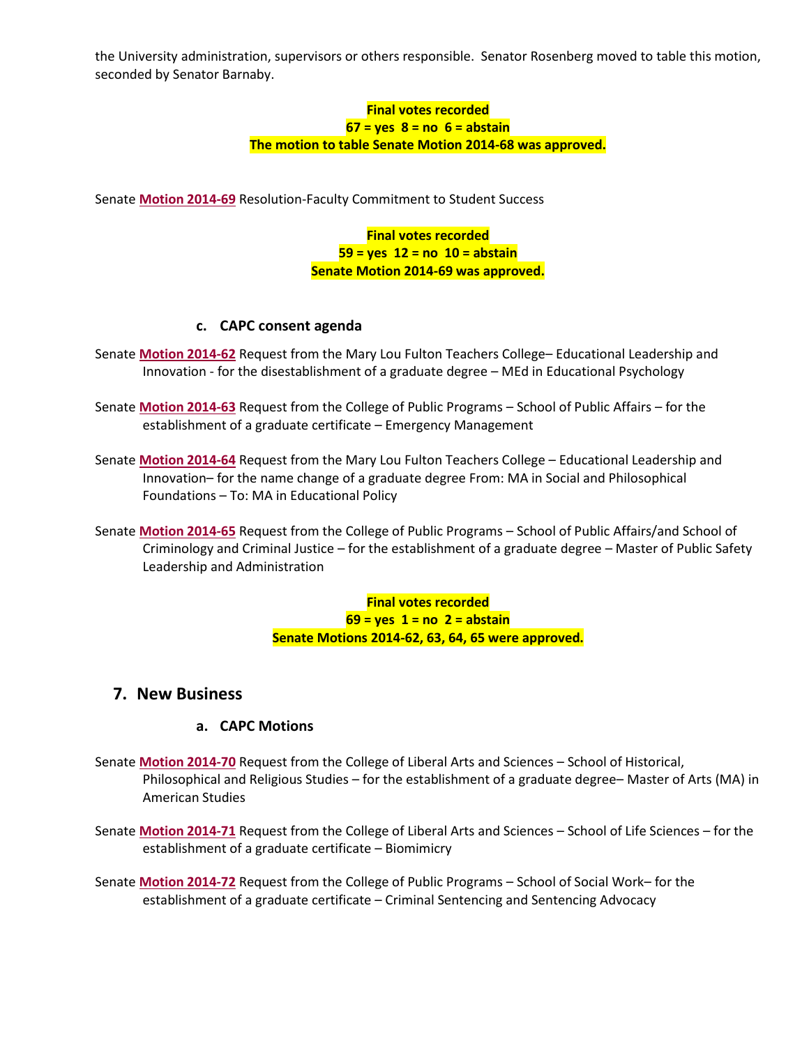the University administration, supervisors or others responsible. Senator Rosenberg moved to table this motion, seconded by Senator Barnaby.

**Final votes recorded**
**67 = yes 8 = no 6 = abstain**
**The motion to table Senate Motion 2014-68 was approved.**

Senate **Motion 2014-69** Resolution-Faculty Commitment to Student Success

**Final votes recorded**
**59 = yes 12 = no 10 = abstain**
**Senate Motion 2014-69 was approved.**

### c. CAPC consent agenda

Senate **Motion 2014-62** Request from the Mary Lou Fulton Teachers College– Educational Leadership and Innovation - for the disestablishment of a graduate degree – MEd in Educational Psychology

Senate **Motion 2014-63** Request from the College of Public Programs – School of Public Affairs – for the establishment of a graduate certificate – Emergency Management

Senate **Motion 2014-64** Request from the Mary Lou Fulton Teachers College – Educational Leadership and Innovation– for the name change of a graduate degree From: MA in Social and Philosophical Foundations – To: MA in Educational Policy

Senate **Motion 2014-65** Request from the College of Public Programs – School of Public Affairs/and School of Criminology and Criminal Justice – for the establishment of a graduate degree – Master of Public Safety Leadership and Administration

**Final votes recorded**
**69 = yes 1 = no 2 = abstain**
**Senate Motions 2014-62, 63, 64, 65 were approved.**

## 7. New Business

### a. CAPC Motions

Senate **Motion 2014-70** Request from the College of Liberal Arts and Sciences – School of Historical, Philosophical and Religious Studies – for the establishment of a graduate degree– Master of Arts (MA) in American Studies

Senate **Motion 2014-71** Request from the College of Liberal Arts and Sciences – School of Life Sciences – for the establishment of a graduate certificate – Biomimicry

Senate **Motion 2014-72** Request from the College of Public Programs – School of Social Work– for the establishment of a graduate certificate – Criminal Sentencing and Sentencing Advocacy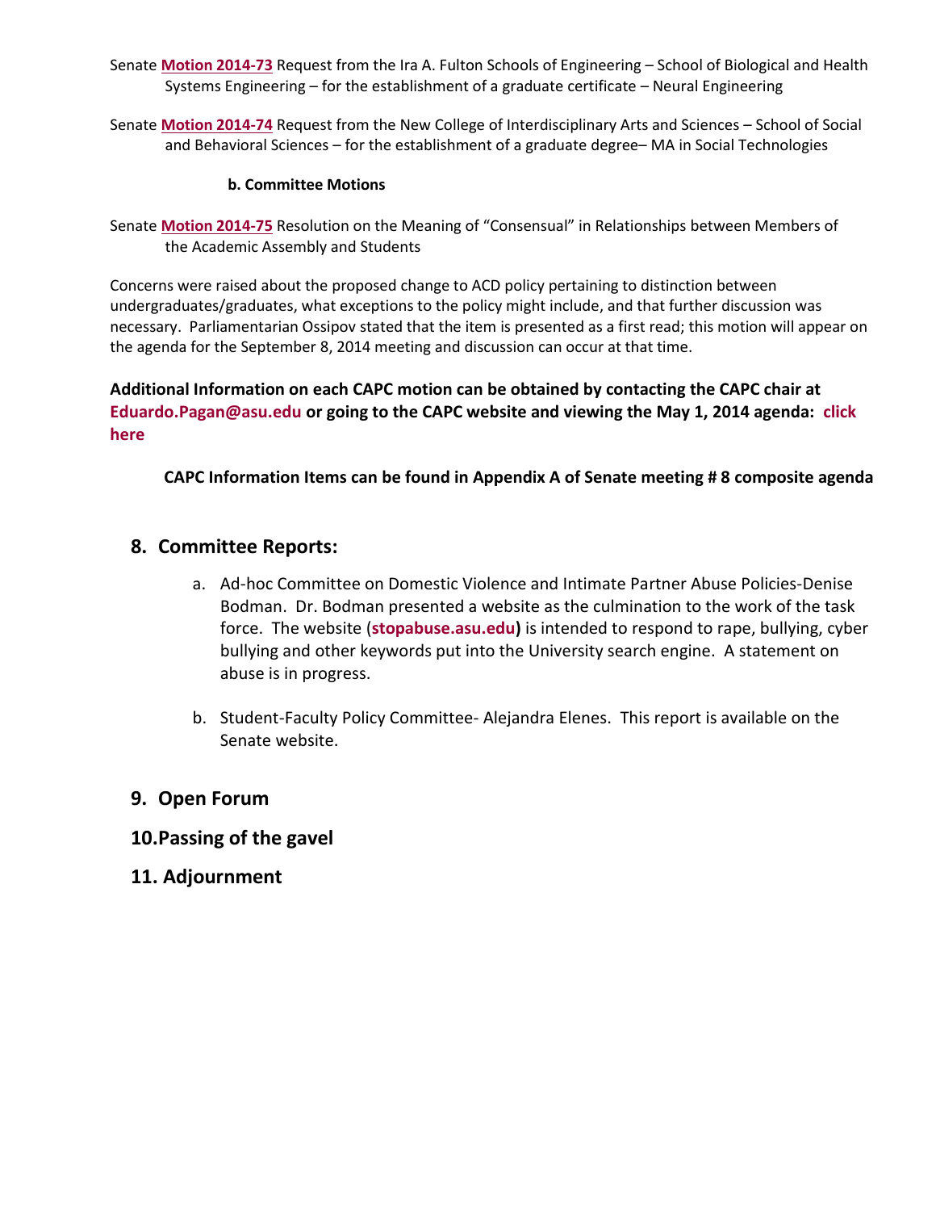Senate **Motion 2014-73** Request from the Ira A. Fulton Schools of Engineering – School of Biological and Health Systems Engineering – for the establishment of a graduate certificate – Neural Engineering

Senate **Motion 2014-74** Request from the New College of Interdisciplinary Arts and Sciences – School of Social and Behavioral Sciences – for the establishment of a graduate degree– MA in Social Technologies

**b. Committee Motions**

Senate **Motion 2014-75** Resolution on the Meaning of "Consensual" in Relationships between Members of the Academic Assembly and Students

Concerns were raised about the proposed change to ACD policy pertaining to distinction between undergraduates/graduates, what exceptions to the policy might include, and that further discussion was necessary. Parliamentarian Ossipov stated that the item is presented as a first read; this motion will appear on the agenda for the September 8, 2014 meeting and discussion can occur at that time.

**Additional Information on each CAPC motion can be obtained by contacting the CAPC chair at Eduardo.Pagan@asu.edu or going to the CAPC website and viewing the May 1, 2014 agenda: click here**

**CAPC Information Items can be found in Appendix A of Senate meeting # 8 composite agenda**

## 8. Committee Reports:

a. Ad-hoc Committee on Domestic Violence and Intimate Partner Abuse Policies-Denise Bodman. Dr. Bodman presented a website as the culmination to the work of the task force. The website (**stopabuse.asu.edu)** is intended to respond to rape, bullying, cyber bullying and other keywords put into the University search engine. A statement on abuse is in progress.

b. Student-Faculty Policy Committee- Alejandra Elenes. This report is available on the Senate website.

## 9. Open Forum

## 10. Passing of the gavel

## 11. Adjournment